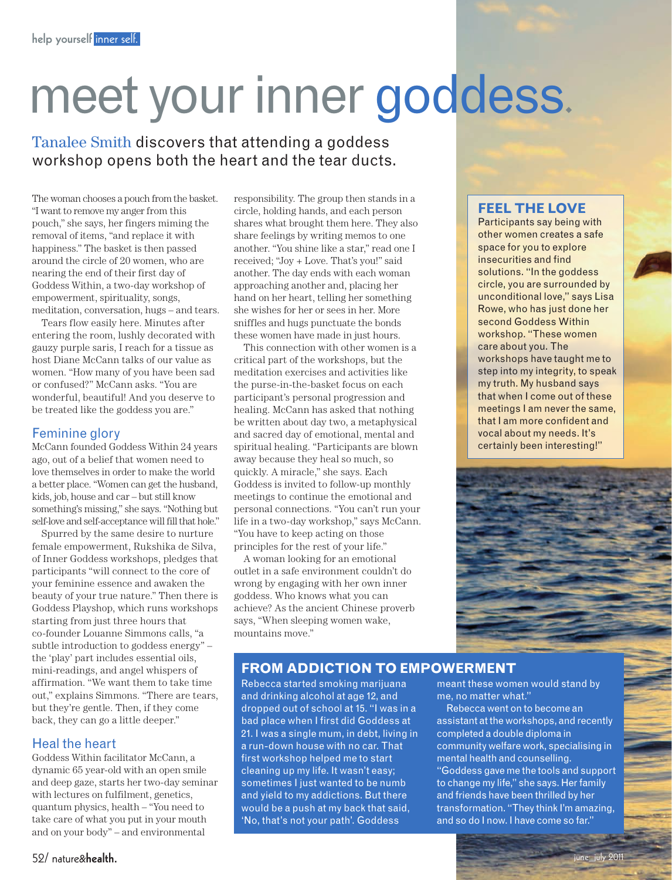# meet your inner goddess.

Tanalee Smith discovers that attending a goddess workshop opens both the heart and the tear ducts.

The woman chooses a pouch from the basket. "I want to remove my anger from this pouch," she says, her fingers miming the removal of items, "and replace it with happiness." The basket is then passed around the circle of 20 women, who are nearing the end of their first day of Goddess Within, a two-day workshop of empowerment, spirituality, songs, meditation, conversation, hugs – and tears.

Tears flow easily here. Minutes after entering the room, lushly decorated with gauzy purple saris, I reach for a tissue as host Diane McCann talks of our value as women. "How many of you have been sad or confused?" McCann asks. "You are wonderful, beautiful! And you deserve to be treated like the goddess you are."

## Feminine glory

McCann founded Goddess Within 24 years ago, out of a belief that women need to love themselves in order to make the world a better place. "Women can get the husband, kids, job, house and car – but still know something's missing," she says. "Nothing but self-love and self-acceptance will fill that hole."

Spurred by the same desire to nurture female empowerment, Rukshika de Silva, of Inner Goddess workshops, pledges that participants "will connect to the core of your feminine essence and awaken the beauty of your true nature." Then there is Goddess Playshop, which runs workshops starting from just three hours that co-founder Louanne Simmons calls, "a subtle introduction to goddess energy" – the 'play' part includes essential oils, mini-readings, and angel whispers of affirmation. "We want them to take time out," explains Simmons. "There are tears, but they're gentle. Then, if they come back, they can go a little deeper."

## Heal the heart

Goddess Within facilitator McCann, a dynamic 65 year-old with an open smile and deep gaze, starts her two-day seminar with lectures on fulfilment, genetics, quantum physics, health – "You need to take care of what you put in your mouth and on your body" – and environmental responsibility. The group then stands in a circle, holding hands, and each person shares what brought them here. They also share feelings by writing memos to one another. "You shine like a star," read one I received; "Joy + Love. That's you!" said another. The day ends with each woman approaching another and, placing her hand on her heart, telling her something she wishes for her or sees in her. More sniffles and hugs punctuate the bonds these women have made in just hours.

This connection with other women is a critical part of the workshops, but the meditation exercises and activities like the purse-in-the-basket focus on each participant's personal progression and healing. McCann has asked that nothing be written about day two, a metaphysical and sacred day of emotional, mental and spiritual healing. "Participants are blown away because they heal so much, so quickly. A miracle," she says. Each Goddess is invited to follow-up monthly meetings to continue the emotional and personal connections. "You can't run your life in a two-day workshop," says McCann. "You have to keep acting on those principles for the rest of your life."

A woman looking for an emotional outlet in a safe environment couldn't do wrong by engaging with her own inner goddess. Who knows what you can achieve? As the ancient Chinese proverb says, "When sleeping women wake, mountains move."

### FEEL THE LOVE

Participants say being with other women creates a safe space for you to explore insecurities and find solutions. "In the goddess circle, you are surrounded by unconditional love," says Lisa Rowe, who has just done her second Goddess Within workshop. "These women care about you. The workshops have taught me to step into my integrity, to speak my truth. My husband says that when I come out of these meetings I am never the same, that I am more confident and vocal about my needs. It's certainly been interesting!"

### FROM ADDICTION TO EMPOWERMENT

Rebecca started smoking marijuana and drinking alcohol at age 12, and dropped out of school at 15. "I was in a bad place when I first did Goddess at 21. I was a single mum, in debt, living in a run-down house with no car. That first workshop helped me to start cleaning up my life. It wasn't easy; sometimes I just wanted to be numb and yield to my addictions. But there would be a push at my back that said, 'No, that's not your path'. Goddess meant these women would stand by me, no matter what."

Rebecca went on to become an assistant at the workshops, and recently completed a double diploma in community welfare work, specialising in mental health and counselling. "Goddess gave me the tools and support to change my life," she says. Her family and friends have been thrilled by her transformation. "They think I'm amazing, and so do I now. I have come so far."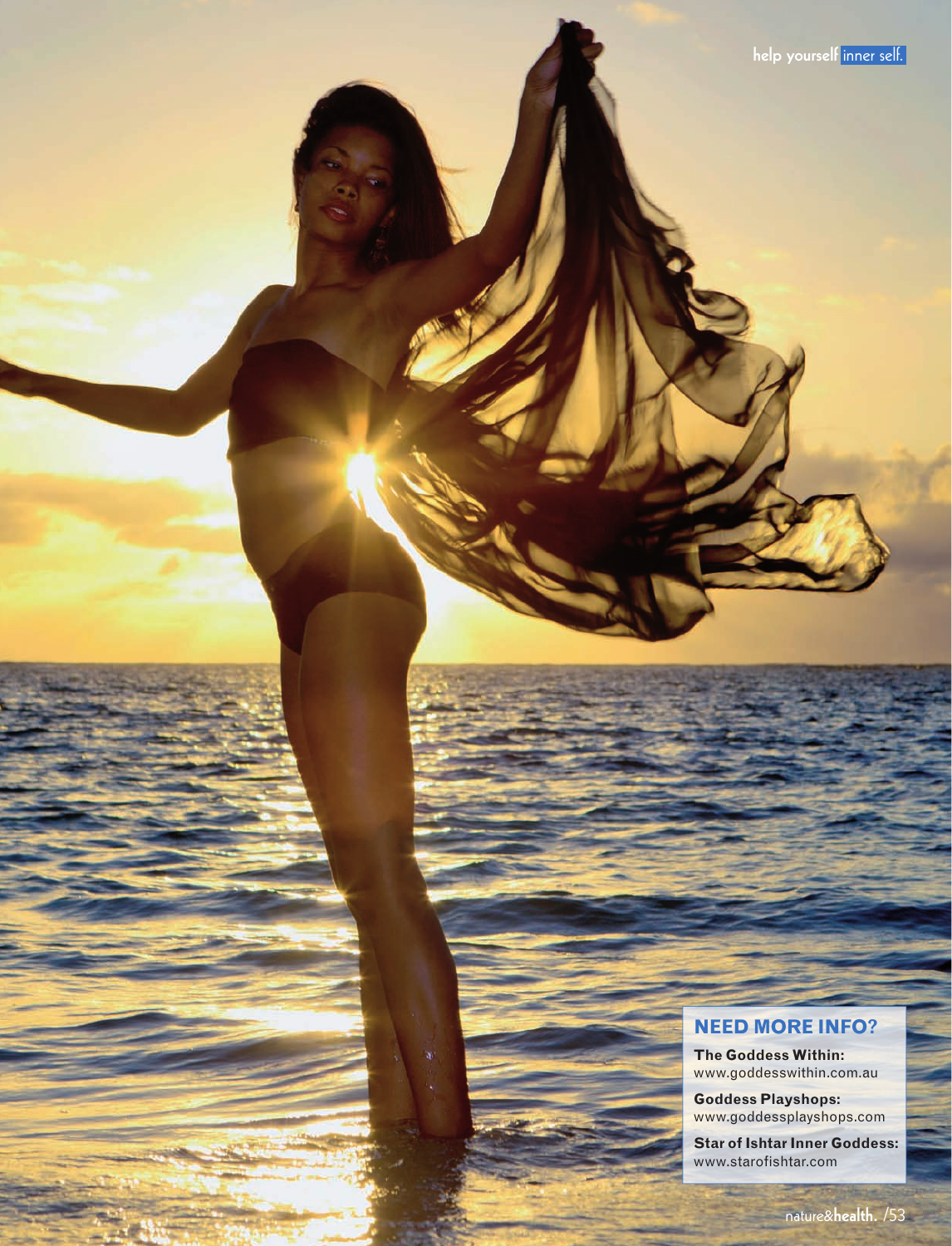## NEED MORE INFO?

**The Goddess Within:**
www.goddesswithin.com.au

**Goddess Playshops:**
www.goddessplayshops.com

**Star of Ishtar Inner Goddess:**
www.starofishtar.com